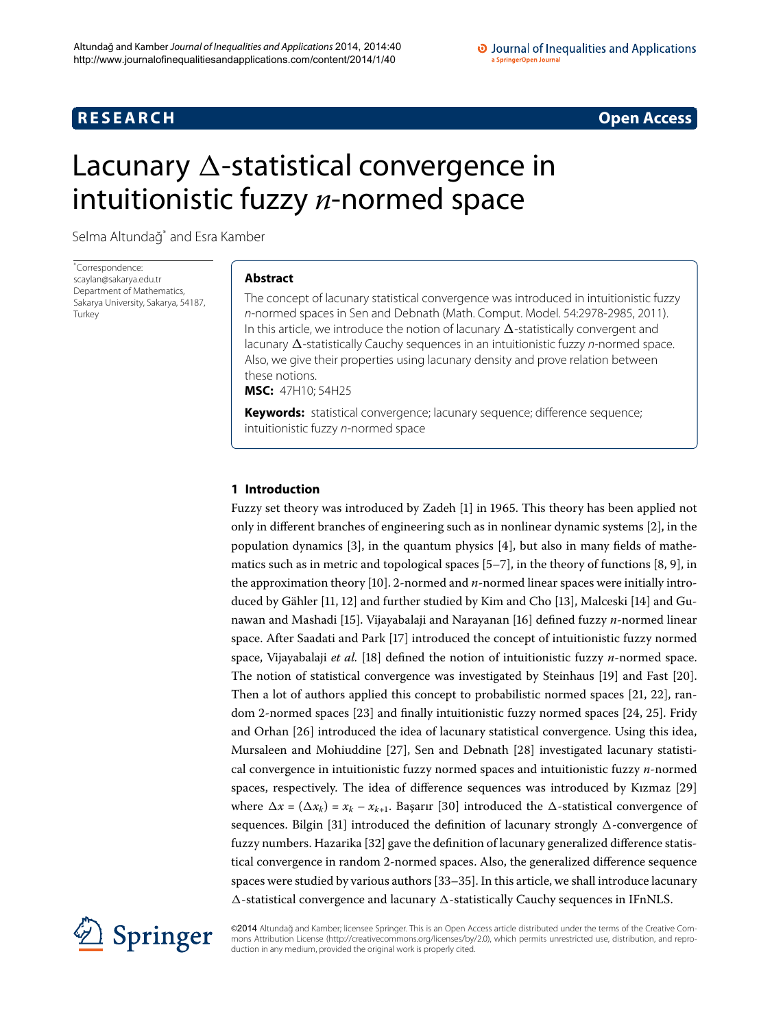**RESEARCH** **Open Access**

# Lacunary $\Delta$-statistical convergence in intuitionistic fuzzy $n$-normed space

Selma Altundağ* and Esra Kamber

*Correspondence: scaylan@sakarya.edu.tr
Department of Mathematics, Sakarya University, Sakarya, 54187, Turkey

## Abstract

The concept of lacunary statistical convergence was introduced in intuitionistic fuzzy $n$-normed spaces in Sen and Debnath (Math. Comput. Model. 54:2978-2985, 2011). In this article, we introduce the notion of lacunary $\Delta$-statistically convergent and lacunary $\Delta$-statistically Cauchy sequences in an intuitionistic fuzzy $n$-normed space. Also, we give their properties using lacunary density and prove relation between these notions.

**MSC:** 47H10; 54H25

**Keywords:** statistical convergence; lacunary sequence; difference sequence; intuitionistic fuzzy $n$-normed space

## 1 Introduction

Fuzzy set theory was introduced by Zadeh [1] in 1965. This theory has been applied not only in different branches of engineering such as in nonlinear dynamic systems [2], in the population dynamics [3], in the quantum physics [4], but also in many fields of mathematics such as in metric and topological spaces [5–7], in the theory of functions [8, 9], in the approximation theory [10]. 2-normed and $n$-normed linear spaces were initially introduced by Gähler [11, 12] and further studied by Kim and Cho [13], Malceski [14] and Gunawan and Mashadi [15]. Vijayabalaji and Narayanan [16] defined fuzzy $n$-normed linear space. After Saadati and Park [17] introduced the concept of intuitionistic fuzzy normed space, Vijayabalaji *et al.* [18] defined the notion of intuitionistic fuzzy $n$-normed space. The notion of statistical convergence was investigated by Steinhaus [19] and Fast [20]. Then a lot of authors applied this concept to probabilistic normed spaces [21, 22], random 2-normed spaces [23] and finally intuitionistic fuzzy normed spaces [24, 25]. Fridy and Orhan [26] introduced the idea of lacunary statistical convergence. Using this idea, Mursaleen and Mohiuddine [27], Sen and Debnath [28] investigated lacunary statistical convergence in intuitionistic fuzzy normed spaces and intuitionistic fuzzy $n$-normed spaces, respectively. The idea of difference sequences was introduced by Kızmaz [29] where $\Delta x = (\Delta x_k) = x_k - x_{k+1}$. Başarır [30] introduced the $\Delta$-statistical convergence of sequences. Bilgin [31] introduced the definition of lacunary strongly $\Delta$-convergence of fuzzy numbers. Hazarika [32] gave the definition of lacunary generalized difference statistical convergence in random 2-normed spaces. Also, the generalized difference sequence spaces were studied by various authors [33–35]. In this article, we shall introduce lacunary $\Delta$-statistical convergence and lacunary $\Delta$-statistically Cauchy sequences in IFnNLS.

©2014 Altundağ and Kamber; licensee Springer. This is an Open Access article distributed under the terms of the Creative Commons Attribution License (http://creativecommons.org/licenses/by/2.0), which permits unrestricted use, distribution, and reproduction in any medium, provided the original work is properly cited.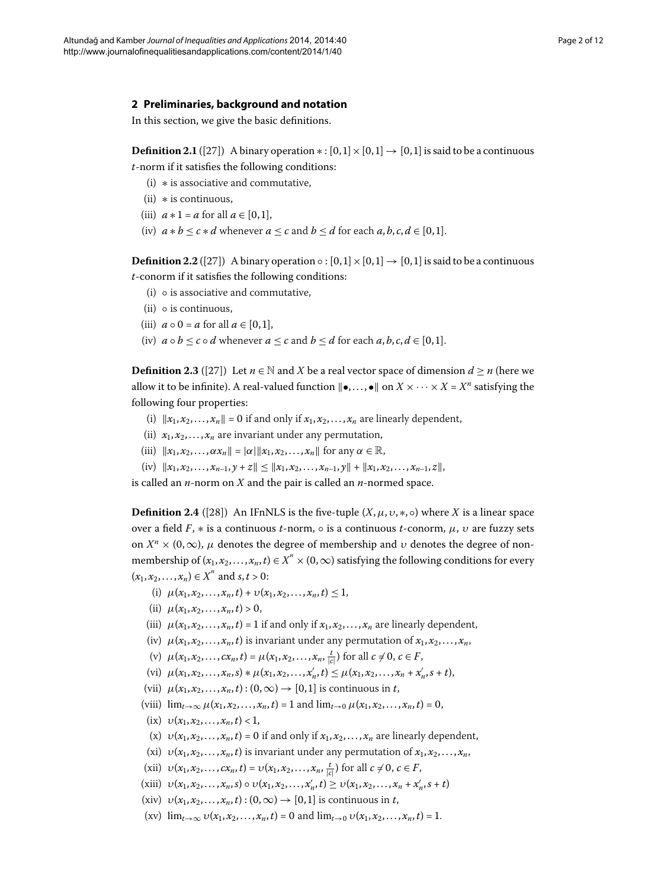## 2 Preliminaries, background and notation

In this section, we give the basic definitions.

**Definition 2.1** ([27]) A binary operation $*: [0,1] \times [0,1] \to [0,1]$ is said to be a continuous $t$-norm if it satisfies the following conditions:

(i) $*$ is associative and commutative,

(ii) $*$ is continuous,

(iii) $a * 1 = a$ for all $a \in [0,1]$,

(iv) $a * b \leq c * d$ whenever $a \leq c$ and $b \leq d$ for each $a, b, c, d \in [0,1]$.

**Definition 2.2** ([27]) A binary operation $\circ : [0,1] \times [0,1] \to [0,1]$ is said to be a continuous $t$-conorm if it satisfies the following conditions:

(i) $\circ$ is associative and commutative,

(ii) $\circ$ is continuous,

(iii) $a \circ 0 = a$ for all $a \in [0,1]$,

(iv) $a \circ b \leq c \circ d$ whenever $a \leq c$ and $b \leq d$ for each $a, b, c, d \in [0,1]$.

**Definition 2.3** ([27]) Let $n \in \mathbb{N}$ and $X$ be a real vector space of dimension $d \geq n$ (here we allow it to be infinite). A real-valued function $\|\bullet, \dots, \bullet\|$ on $X \times \cdots \times X = X^n$ satisfying the following four properties:

(i) $\|x_1, x_2, \dots, x_n\| = 0$ if and only if $x_1, x_2, \dots, x_n$ are linearly dependent,

(ii) $x_1, x_2, \dots, x_n$ are invariant under any permutation,

(iii) $\|x_1, x_2, \dots, \alpha x_n\| = |\alpha| \|x_1, x_2, \dots, x_n\|$ for any $\alpha \in \mathbb{R}$,

(iv) $\|x_1, x_2, \dots, x_{n-1}, y + z\| \leq \|x_1, x_2, \dots, x_{n-1}, y\| + \|x_1, x_2, \dots, x_{n-1}, z\|$,

is called an $n$-norm on $X$ and the pair is called an $n$-normed space.

**Definition 2.4** ([28]) An IFnNLS is the five-tuple $(X, \mu, \upsilon, *, \circ)$ where $X$ is a linear space over a field $F$, $*$ is a continuous $t$-norm, $\circ$ is a continuous $t$-conorm, $\mu$, $\upsilon$ are fuzzy sets on $X^n \times (0, \infty)$, $\mu$ denotes the degree of membership and $\upsilon$ denotes the degree of non-membership of $(x_1, x_2, \dots, x_n, t) \in X^n \times (0, \infty)$ satisfying the following conditions for every $(x_1, x_2, \dots, x_n) \in X^n$ and $s, t > 0$:

(i) $\mu(x_1, x_2, \dots, x_n, t) + \upsilon(x_1, x_2, \dots, x_n, t) \leq 1$,

(ii) $\mu(x_1, x_2, \dots, x_n, t) > 0$,

(iii) $\mu(x_1, x_2, \dots, x_n, t) = 1$ if and only if $x_1, x_2, \dots, x_n$ are linearly dependent,

(iv) $\mu(x_1, x_2, \dots, x_n, t)$ is invariant under any permutation of $x_1, x_2, \dots, x_n$,

(v) $\mu(x_1, x_2, \dots, cx_n, t) = \mu(x_1, x_2, \dots, x_n, \frac{t}{|c|})$ for all $c \neq 0$, $c \in F$,

(vi) $\mu(x_1, x_2, \dots, x_n, s) * \mu(x_1, x_2, \dots, x_n', t) \leq \mu(x_1, x_2, \dots, x_n + x_n', s + t)$,

(vii) $\mu(x_1, x_2, \dots, x_n, t) : (0, \infty) \to [0,1]$ is continuous in $t$,

(viii) $\lim_{t \to \infty} \mu(x_1, x_2, \dots, x_n, t) = 1$ and $\lim_{t \to 0} \mu(x_1, x_2, \dots, x_n, t) = 0$,

(ix) $\upsilon(x_1, x_2, \dots, x_n, t) < 1$,

(x) $\upsilon(x_1, x_2, \dots, x_n, t) = 0$ if and only if $x_1, x_2, \dots, x_n$ are linearly dependent,

(xi) $\upsilon(x_1, x_2, \dots, x_n, t)$ is invariant under any permutation of $x_1, x_2, \dots, x_n$,

(xii) $\upsilon(x_1, x_2, \dots, cx_n, t) = \upsilon(x_1, x_2, \dots, x_n, \frac{t}{|c|})$ for all $c \neq 0$, $c \in F$,

(xiii) $\upsilon(x_1, x_2, \dots, x_n, s) \circ \upsilon(x_1, x_2, \dots, x_n', t) \geq \upsilon(x_1, x_2, \dots, x_n + x_n', s + t)$

(xiv) $\upsilon(x_1, x_2, \dots, x_n, t) : (0, \infty) \to [0,1]$ is continuous in $t$,

(xv) $\lim_{t \to \infty} \upsilon(x_1, x_2, \dots, x_n, t) = 0$ and $\lim_{t \to 0} \upsilon(x_1, x_2, \dots, x_n, t) = 1$.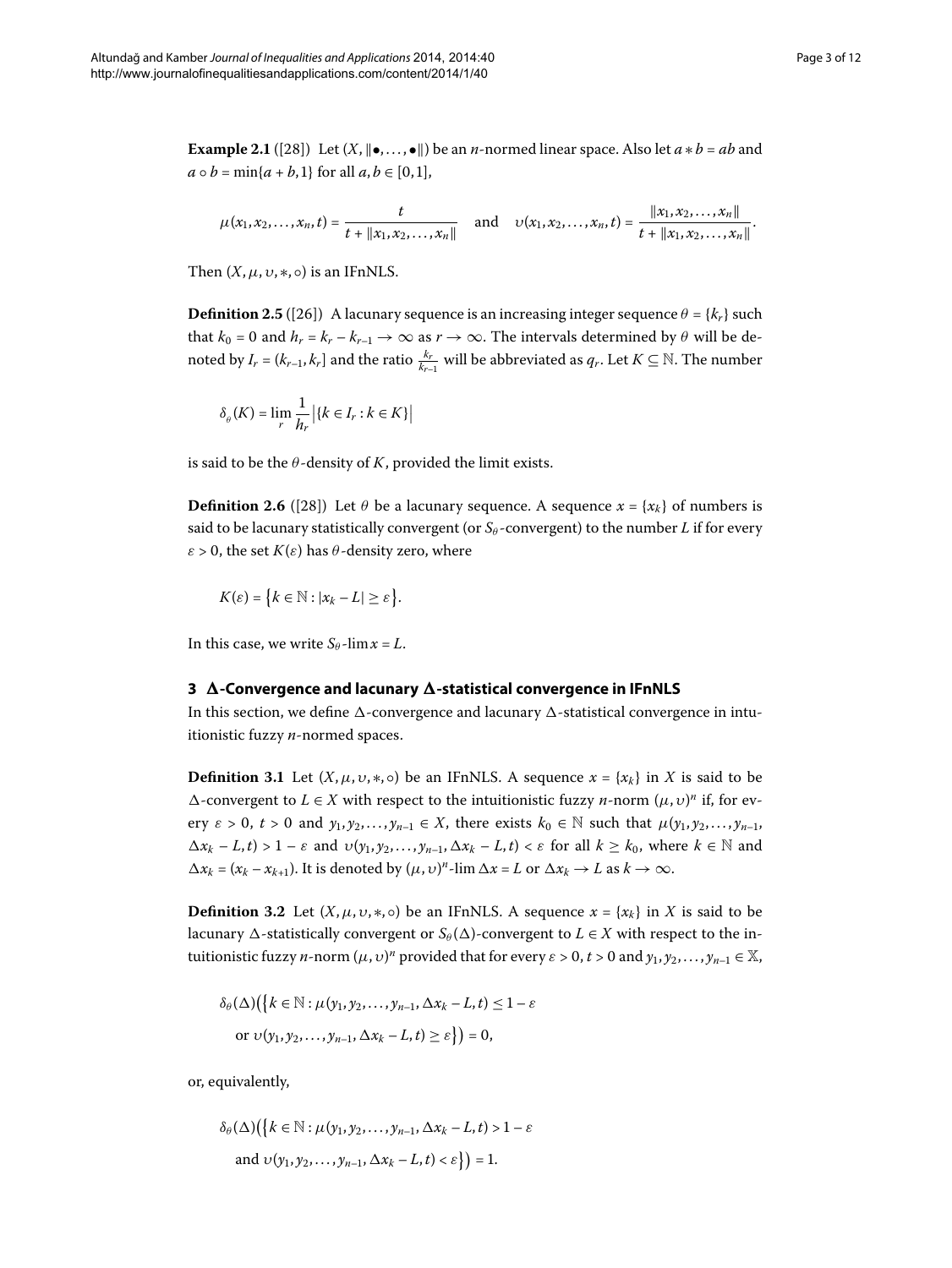**Example 2.1** ([28]) Let $(X, \|\bullet, \ldots, \bullet\|)$ be an $n$-normed linear space. Also let $a * b = ab$ and $a \circ b = \min\{a + b, 1\}$ for all $a, b \in [0, 1]$,

$$\mu(x_1, x_2, \ldots, x_n, t) = \frac{t}{t + \|x_1, x_2, \ldots, x_n\|} \quad \text{and} \quad \upsilon(x_1, x_2, \ldots, x_n, t) = \frac{\|x_1, x_2, \ldots, x_n\|}{t + \|x_1, x_2, \ldots, x_n\|}.$$

Then $(X, \mu, \upsilon, *, \circ)$ is an IFnNLS.

**Definition 2.5** ([26]) A lacunary sequence is an increasing integer sequence $\theta = \{k_r\}$ such that $k_0 = 0$ and $h_r = k_r - k_{r-1} \to \infty$ as $r \to \infty$. The intervals determined by $\theta$ will be denoted by $I_r = (k_{r-1}, k_r]$ and the ratio $\frac{k_r}{k_{r-1}}$ will be abbreviated as $q_r$. Let $K \subseteq \mathbb{N}$. The number

$$\delta_\theta(K) = \lim_r \frac{1}{h_r} \left|\{k \in I_r : k \in K\}\right|$$

is said to be the $\theta$-density of $K$, provided the limit exists.

**Definition 2.6** ([28]) Let $\theta$ be a lacunary sequence. A sequence $x = \{x_k\}$ of numbers is said to be lacunary statistically convergent (or $S_\theta$-convergent) to the number $L$ if for every $\varepsilon > 0$, the set $K(\varepsilon)$ has $\theta$-density zero, where

$$K(\varepsilon) = \{k \in \mathbb{N} : |x_k - L| \geq \varepsilon\}.$$

In this case, we write $S_\theta$-$\lim x = L$.

## 3 $\Delta$-Convergence and lacunary $\Delta$-statistical convergence in IFnNLS

In this section, we define $\Delta$-convergence and lacunary $\Delta$-statistical convergence in intuitionistic fuzzy $n$-normed spaces.

**Definition 3.1** Let $(X, \mu, \upsilon, *, \circ)$ be an IFnNLS. A sequence $x = \{x_k\}$ in $X$ is said to be $\Delta$-convergent to $L \in X$ with respect to the intuitionistic fuzzy $n$-norm $(\mu, \upsilon)^n$ if, for every $\varepsilon > 0$, $t > 0$ and $y_1, y_2, \ldots, y_{n-1} \in X$, there exists $k_0 \in \mathbb{N}$ such that $\mu(y_1, y_2, \ldots, y_{n-1}, \Delta x_k - L, t) > 1 - \varepsilon$ and $\upsilon(y_1, y_2, \ldots, y_{n-1}, \Delta x_k - L, t) < \varepsilon$ for all $k \geq k_0$, where $k \in \mathbb{N}$ and $\Delta x_k = (x_k - x_{k+1})$. It is denoted by $(\mu, \upsilon)^n$-$\lim \Delta x = L$ or $\Delta x_k \to L$ as $k \to \infty$.

**Definition 3.2** Let $(X, \mu, \upsilon, *, \circ)$ be an IFnNLS. A sequence $x = \{x_k\}$ in $X$ is said to be lacunary $\Delta$-statistically convergent or $S_\theta(\Delta)$-convergent to $L \in X$ with respect to the intuitionistic fuzzy $n$-norm $(\mu, \upsilon)^n$ provided that for every $\varepsilon > 0$, $t > 0$ and $y_1, y_2, \ldots, y_{n-1} \in \mathbb{X}$,

$$\delta_\theta(\Delta)\big(\{k \in \mathbb{N} : \mu(y_1, y_2, \ldots, y_{n-1}, \Delta x_k - L, t) \leq 1 - \varepsilon \\ \text{or } \upsilon(y_1, y_2, \ldots, y_{n-1}, \Delta x_k - L, t) \geq \varepsilon\}\big) = 0,$$

or, equivalently,

$$\delta_\theta(\Delta)\big(\{k \in \mathbb{N} : \mu(y_1, y_2, \ldots, y_{n-1}, \Delta x_k - L, t) > 1 - \varepsilon \\ \text{and } \upsilon(y_1, y_2, \ldots, y_{n-1}, \Delta x_k - L, t) < \varepsilon\}\big) = 1.$$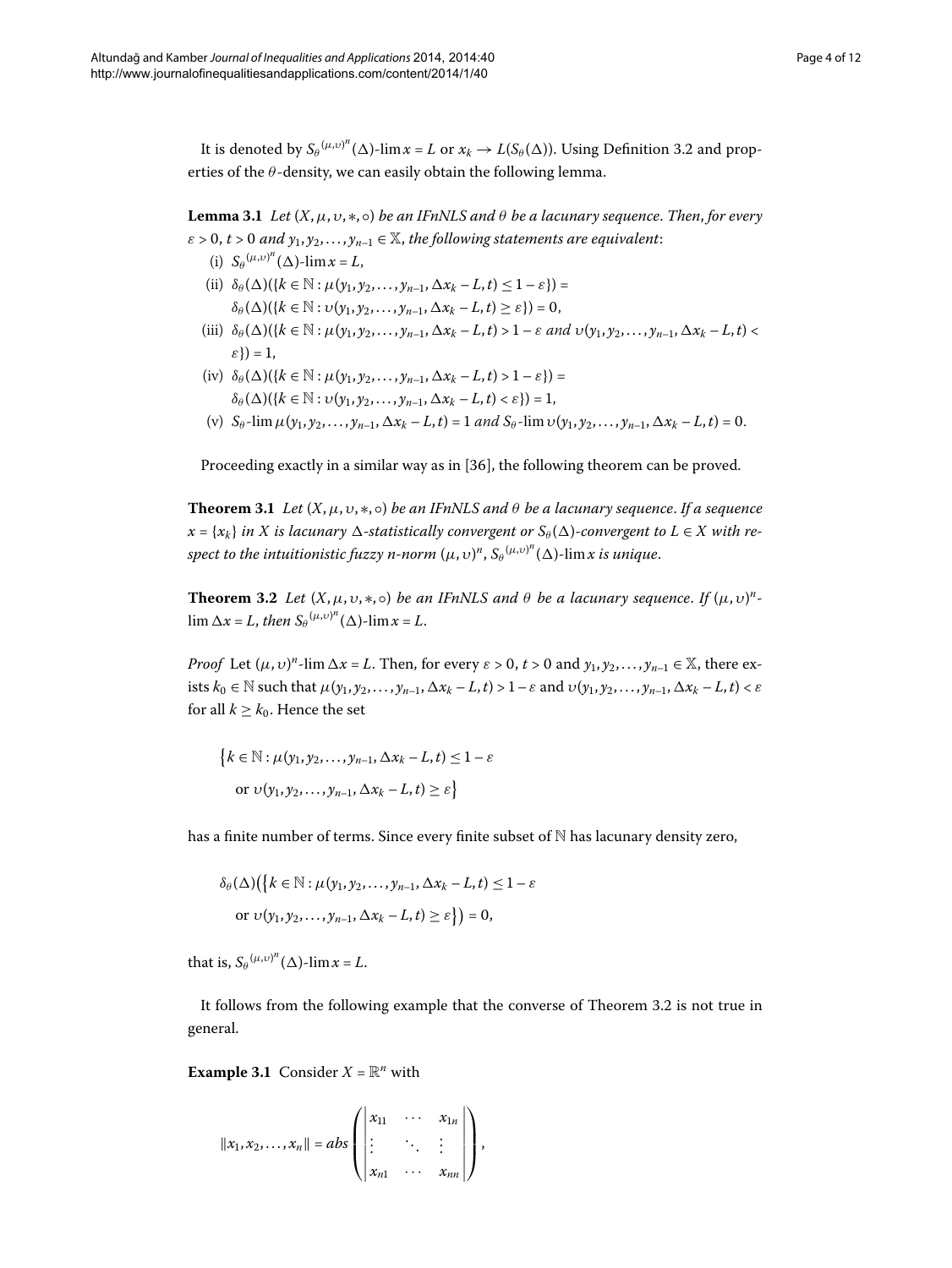It is denoted by $S_\theta^{(\mu,\upsilon)^n}(\Delta)$-$\lim x = L$ or $x_k \to L(S_\theta(\Delta))$. Using Definition 3.2 and properties of the $\theta$-density, we can easily obtain the following lemma.

**Lemma 3.1** *Let $(X, \mu, \upsilon, *, \circ)$ be an IFnNLS and $\theta$ be a lacunary sequence. Then, for every $\varepsilon > 0$, $t > 0$ and $y_1, y_2, \ldots, y_{n-1} \in \mathbb{X}$, the following statements are equivalent*:

(i) $S_\theta^{(\mu,\upsilon)^n}(\Delta)$-$\lim x = L$,

(ii) $\delta_\theta(\Delta)(\{k \in \mathbb{N} : \mu(y_1, y_2, \ldots, y_{n-1}, \Delta x_k - L, t) \le 1 - \varepsilon\}) = \delta_\theta(\Delta)(\{k \in \mathbb{N} : \upsilon(y_1, y_2, \ldots, y_{n-1}, \Delta x_k - L, t) \ge \varepsilon\}) = 0$,

(iii) $\delta_\theta(\Delta)(\{k \in \mathbb{N} : \mu(y_1, y_2, \ldots, y_{n-1}, \Delta x_k - L, t) > 1 - \varepsilon$ *and* $\upsilon(y_1, y_2, \ldots, y_{n-1}, \Delta x_k - L, t) < \varepsilon\}) = 1$,

(iv) $\delta_\theta(\Delta)(\{k \in \mathbb{N} : \mu(y_1, y_2, \ldots, y_{n-1}, \Delta x_k - L, t) > 1 - \varepsilon\}) = \delta_\theta(\Delta)(\{k \in \mathbb{N} : \upsilon(y_1, y_2, \ldots, y_{n-1}, \Delta x_k - L, t) < \varepsilon\}) = 1$,

(v) $S_\theta$-$\lim \mu(y_1, y_2, \ldots, y_{n-1}, \Delta x_k - L, t) = 1$ *and* $S_\theta$-$\lim \upsilon(y_1, y_2, \ldots, y_{n-1}, \Delta x_k - L, t) = 0$.

Proceeding exactly in a similar way as in [36], the following theorem can be proved.

**Theorem 3.1** *Let $(X, \mu, \upsilon, *, \circ)$ be an IFnNLS and $\theta$ be a lacunary sequence. If a sequence $x = \{x_k\}$ in $X$ is lacunary $\Delta$-statistically convergent or $S_\theta(\Delta)$-convergent to $L \in X$ with respect to the intuitionistic fuzzy n-norm $(\mu, \upsilon)^n$, $S_\theta^{(\mu,\upsilon)^n}(\Delta)$-$\lim x$ is unique.*

**Theorem 3.2** *Let $(X, \mu, \upsilon, *, \circ)$ be an IFnNLS and $\theta$ be a lacunary sequence. If $(\mu, \upsilon)^n$-$\lim \Delta x = L$, then $S_\theta^{(\mu,\upsilon)^n}(\Delta)$-$\lim x = L$.*

*Proof* Let $(\mu, \upsilon)^n$-$\lim \Delta x = L$. Then, for every $\varepsilon > 0$, $t > 0$ and $y_1, y_2, \ldots, y_{n-1} \in \mathbb{X}$, there exists $k_0 \in \mathbb{N}$ such that $\mu(y_1, y_2, \ldots, y_{n-1}, \Delta x_k - L, t) > 1 - \varepsilon$ and $\upsilon(y_1, y_2, \ldots, y_{n-1}, \Delta x_k - L, t) < \varepsilon$ for all $k \ge k_0$. Hence the set

$$\bigl\{k \in \mathbb{N} : \mu(y_1, y_2, \ldots, y_{n-1}, \Delta x_k - L, t) \le 1 - \varepsilon \text{ or } \upsilon(y_1, y_2, \ldots, y_{n-1}, \Delta x_k - L, t) \ge \varepsilon\bigr\}$$

has a finite number of terms. Since every finite subset of $\mathbb{N}$ has lacunary density zero,

$$\delta_\theta(\Delta)\bigl(\bigl\{k \in \mathbb{N} : \mu(y_1, y_2, \ldots, y_{n-1}, \Delta x_k - L, t) \le 1 - \varepsilon \text{ or } \upsilon(y_1, y_2, \ldots, y_{n-1}, \Delta x_k - L, t) \ge \varepsilon\bigr\}\bigr) = 0,$$

that is, $S_\theta^{(\mu,\upsilon)^n}(\Delta)$-$\lim x = L$.

It follows from the following example that the converse of Theorem 3.2 is not true in general.

**Example 3.1** Consider $X = \mathbb{R}^n$ with

$$\|x_1, x_2, \ldots, x_n\| = abs\left(\begin{vmatrix} x_{11} & \cdots & x_{1n} \\ \vdots & \ddots & \vdots \\ x_{n1} & \cdots & x_{nn} \end{vmatrix}\right),$$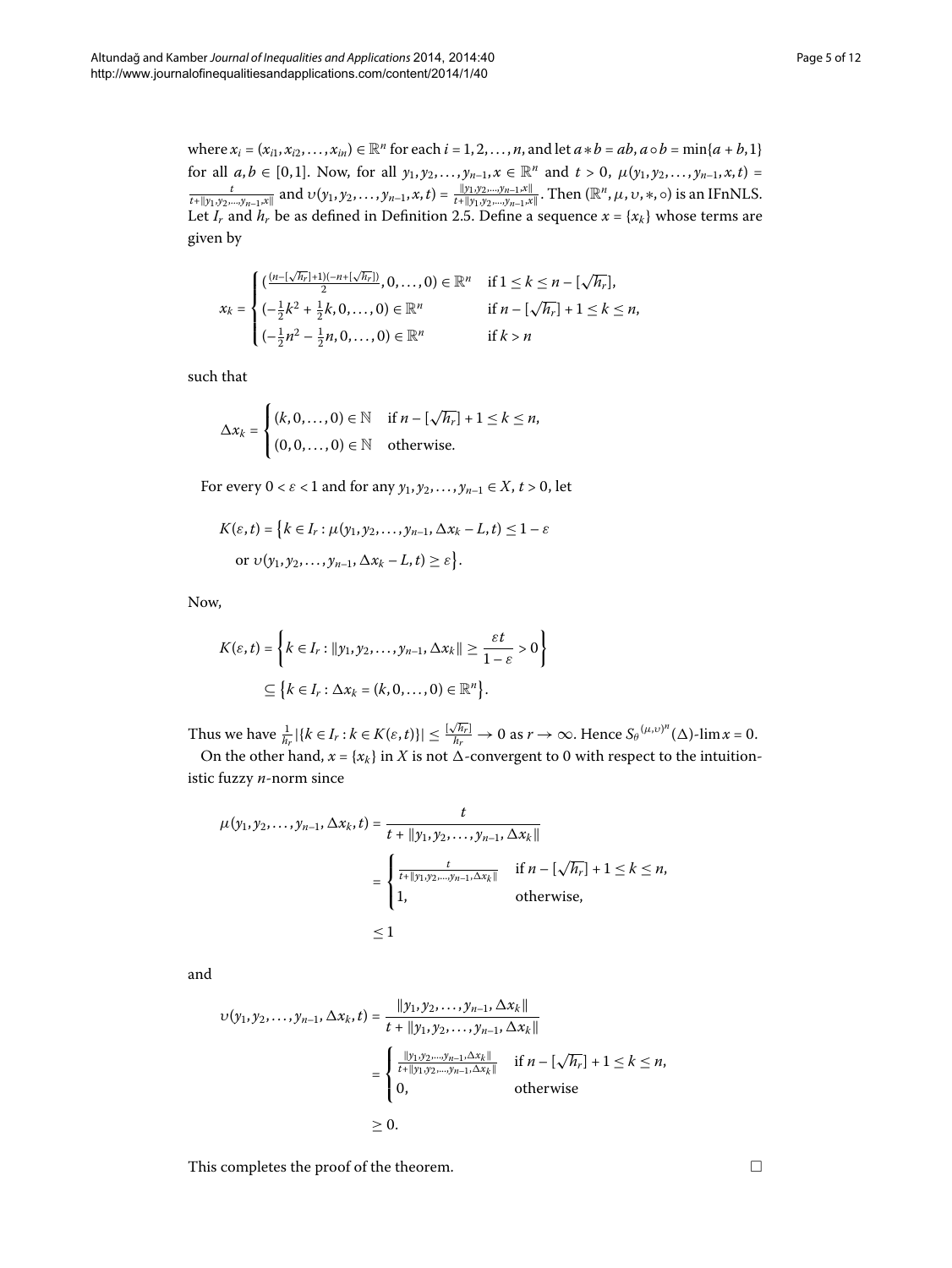where $x_i = (x_{i1}, x_{i2}, \dots, x_{in}) \in \mathbb{R}^n$ for each $i = 1, 2, \dots, n$, and let $a * b = ab$, $a \circ b = \min\{a + b, 1\}$ for all $a, b \in [0, 1]$. Now, for all $y_1, y_2, \dots, y_{n-1}, x \in \mathbb{R}^n$ and $t > 0$, $\mu(y_1, y_2, \dots, y_{n-1}, x, t) = \frac{t}{t + \|y_1, y_2, \dots, y_{n-1}, x\|}$ and $\upsilon(y_1, y_2, \dots, y_{n-1}, x, t) = \frac{\|y_1, y_2, \dots, y_{n-1}, x\|}{t + \|y_1, y_2, \dots, y_{n-1}, x\|}$. Then $(\mathbb{R}^n, \mu, \upsilon, *, \circ)$ is an IFnNLS. Let $I_r$ and $h_r$ be as defined in Definition 2.5. Define a sequence $x = \{x_k\}$ whose terms are given by

$$x_k = \begin{cases} \left(\frac{(n - [\sqrt{h_r}] + 1)(-n + [\sqrt{h_r}])}{2}, 0, \dots, 0\right) \in \mathbb{R}^n & \text{if } 1 \leq k \leq n - [\sqrt{h_r}], \\ \left(-\frac{1}{2}k^2 + \frac{1}{2}k, 0, \dots, 0\right) \in \mathbb{R}^n & \text{if } n - [\sqrt{h_r}] + 1 \leq k \leq n, \\ \left(-\frac{1}{2}n^2 - \frac{1}{2}n, 0, \dots, 0\right) \in \mathbb{R}^n & \text{if } k > n \end{cases}$$

such that

$$\Delta x_k = \begin{cases} (k, 0, \dots, 0) \in \mathbb{N} & \text{if } n - [\sqrt{h_r}] + 1 \leq k \leq n, \\ (0, 0, \dots, 0) \in \mathbb{N} & \text{otherwise.} \end{cases}$$

For every $0 < \varepsilon < 1$ and for any $y_1, y_2, \dots, y_{n-1} \in X$, $t > 0$, let

$$\begin{aligned} K(\varepsilon, t) = \big\{ & k \in I_r : \mu(y_1, y_2, \dots, y_{n-1}, \Delta x_k - L, t) \leq 1 - \varepsilon \\ & \text{or } \upsilon(y_1, y_2, \dots, y_{n-1}, \Delta x_k - L, t) \geq \varepsilon \big\}. \end{aligned}$$

Now,

$$\begin{aligned} K(\varepsilon, t) &= \left\{ k \in I_r : \|y_1, y_2, \dots, y_{n-1}, \Delta x_k\| \geq \frac{\varepsilon t}{1 - \varepsilon} > 0 \right\} \\ &\subseteq \left\{ k \in I_r : \Delta x_k = (k, 0, \dots, 0) \in \mathbb{R}^n \right\}. \end{aligned}$$

Thus we have $\frac{1}{h_r}|\{k \in I_r : k \in K(\varepsilon, t)\}| \leq \frac{[\sqrt{h_r}]}{h_r} \to 0$ as $r \to \infty$. Hence $S_\theta{}^{(\mu,\upsilon)^n}(\Delta)\text{-}\lim x = 0$.

On the other hand, $x = \{x_k\}$ in $X$ is not $\Delta$-convergent to 0 with respect to the intuitionistic fuzzy $n$-norm since

$$\begin{aligned} \mu(y_1, y_2, \dots, y_{n-1}, \Delta x_k, t) &= \frac{t}{t + \|y_1, y_2, \dots, y_{n-1}, \Delta x_k\|} \\ &= \begin{cases} \frac{t}{t + \|y_1, y_2, \dots, y_{n-1}, \Delta x_k\|} & \text{if } n - [\sqrt{h_r}] + 1 \leq k \leq n, \\ 1, & \text{otherwise,} \end{cases} \\ &\leq 1 \end{aligned}$$

and

$$\begin{aligned} \upsilon(y_1, y_2, \dots, y_{n-1}, \Delta x_k, t) &= \frac{\|y_1, y_2, \dots, y_{n-1}, \Delta x_k\|}{t + \|y_1, y_2, \dots, y_{n-1}, \Delta x_k\|} \\ &= \begin{cases} \frac{\|y_1, y_2, \dots, y_{n-1}, \Delta x_k\|}{t + \|y_1, y_2, \dots, y_{n-1}, \Delta x_k\|} & \text{if } n - [\sqrt{h_r}] + 1 \leq k \leq n, \\ 0, & \text{otherwise} \end{cases} \\ &\geq 0. \end{aligned}$$

This completes the proof of the theorem. □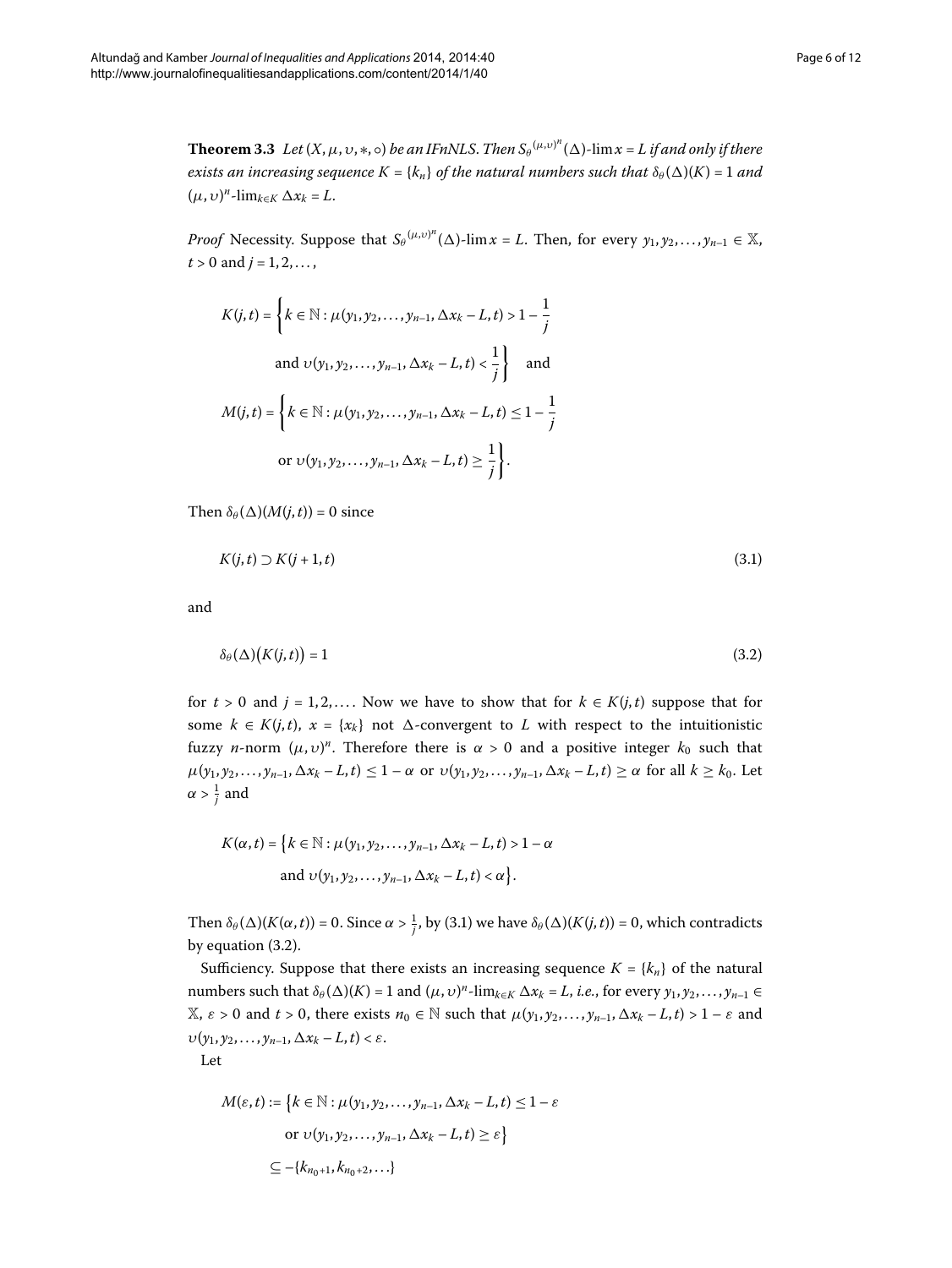**Theorem 3.3** *Let $(X, \mu, \upsilon, *, \circ)$ be an IFnNLS. Then $S_\theta^{(\mu,\upsilon)^n}(\Delta)$-$\lim x = L$ if and only if there exists an increasing sequence $K = \{k_n\}$ of the natural numbers such that $\delta_\theta(\Delta)(K) = 1$ and $(\mu, \upsilon)^n$-$\lim_{k\in K} \Delta x_k = L$.*

*Proof* Necessity. Suppose that $S_\theta^{(\mu,\upsilon)^n}(\Delta)$-$\lim x = L$. Then, for every $y_1, y_2, \ldots, y_{n-1} \in \mathbb{X}$, $t > 0$ and $j = 1, 2, \ldots$,

$$K(j,t) = \left\{k \in \mathbb{N} : \mu(y_1, y_2, \ldots, y_{n-1}, \Delta x_k - L, t) > 1 - \frac{1}{j} \right.$$
$$\left. \text{and } \upsilon(y_1, y_2, \ldots, y_{n-1}, \Delta x_k - L, t) < \frac{1}{j}\right\} \quad \text{and}$$
$$M(j,t) = \left\{k \in \mathbb{N} : \mu(y_1, y_2, \ldots, y_{n-1}, \Delta x_k - L, t) \leq 1 - \frac{1}{j} \right.$$
$$\left. \text{or } \upsilon(y_1, y_2, \ldots, y_{n-1}, \Delta x_k - L, t) \geq \frac{1}{j}\right\}.$$

Then $\delta_\theta(\Delta)(M(j,t)) = 0$ since

$$K(j,t) \supset K(j+1,t) \tag{3.1}$$

and

$$\delta_\theta(\Delta)\big(K(j,t)\big) = 1 \tag{3.2}$$

for $t > 0$ and $j = 1, 2, \ldots$. Now we have to show that for $k \in K(j,t)$ suppose that for some $k \in K(j,t)$, $x = \{x_k\}$ not $\Delta$-convergent to $L$ with respect to the intuitionistic fuzzy $n$-norm $(\mu, \upsilon)^n$. Therefore there is $\alpha > 0$ and a positive integer $k_0$ such that $\mu(y_1, y_2, \ldots, y_{n-1}, \Delta x_k - L, t) \leq 1 - \alpha$ or $\upsilon(y_1, y_2, \ldots, y_{n-1}, \Delta x_k - L, t) \geq \alpha$ for all $k \geq k_0$. Let $\alpha > \frac{1}{j}$ and

$$K(\alpha,t) = \big\{k \in \mathbb{N} : \mu(y_1, y_2, \ldots, y_{n-1}, \Delta x_k - L, t) > 1 - \alpha$$
$$\text{and } \upsilon(y_1, y_2, \ldots, y_{n-1}, \Delta x_k - L, t) < \alpha\big\}.$$

Then $\delta_\theta(\Delta)(K(\alpha,t)) = 0$. Since $\alpha > \frac{1}{j}$, by (3.1) we have $\delta_\theta(\Delta)(K(j,t)) = 0$, which contradicts by equation (3.2).

Sufficiency. Suppose that there exists an increasing sequence $K = \{k_n\}$ of the natural numbers such that $\delta_\theta(\Delta)(K) = 1$ and $(\mu, \upsilon)^n$-$\lim_{k\in K} \Delta x_k = L$, *i.e.*, for every $y_1, y_2, \ldots, y_{n-1} \in \mathbb{X}$, $\varepsilon > 0$ and $t > 0$, there exists $n_0 \in \mathbb{N}$ such that $\mu(y_1, y_2, \ldots, y_{n-1}, \Delta x_k - L, t) > 1 - \varepsilon$ and $\upsilon(y_1, y_2, \ldots, y_{n-1}, \Delta x_k - L, t) < \varepsilon$.

Let

$$M(\varepsilon,t) := \big\{k \in \mathbb{N} : \mu(y_1, y_2, \ldots, y_{n-1}, \Delta x_k - L, t) \leq 1 - \varepsilon$$
$$\text{or } \upsilon(y_1, y_2, \ldots, y_{n-1}, \Delta x_k - L, t) \geq \varepsilon\big\}$$
$$\subseteq -\{k_{n_0+1}, k_{n_0+2}, \ldots\}$$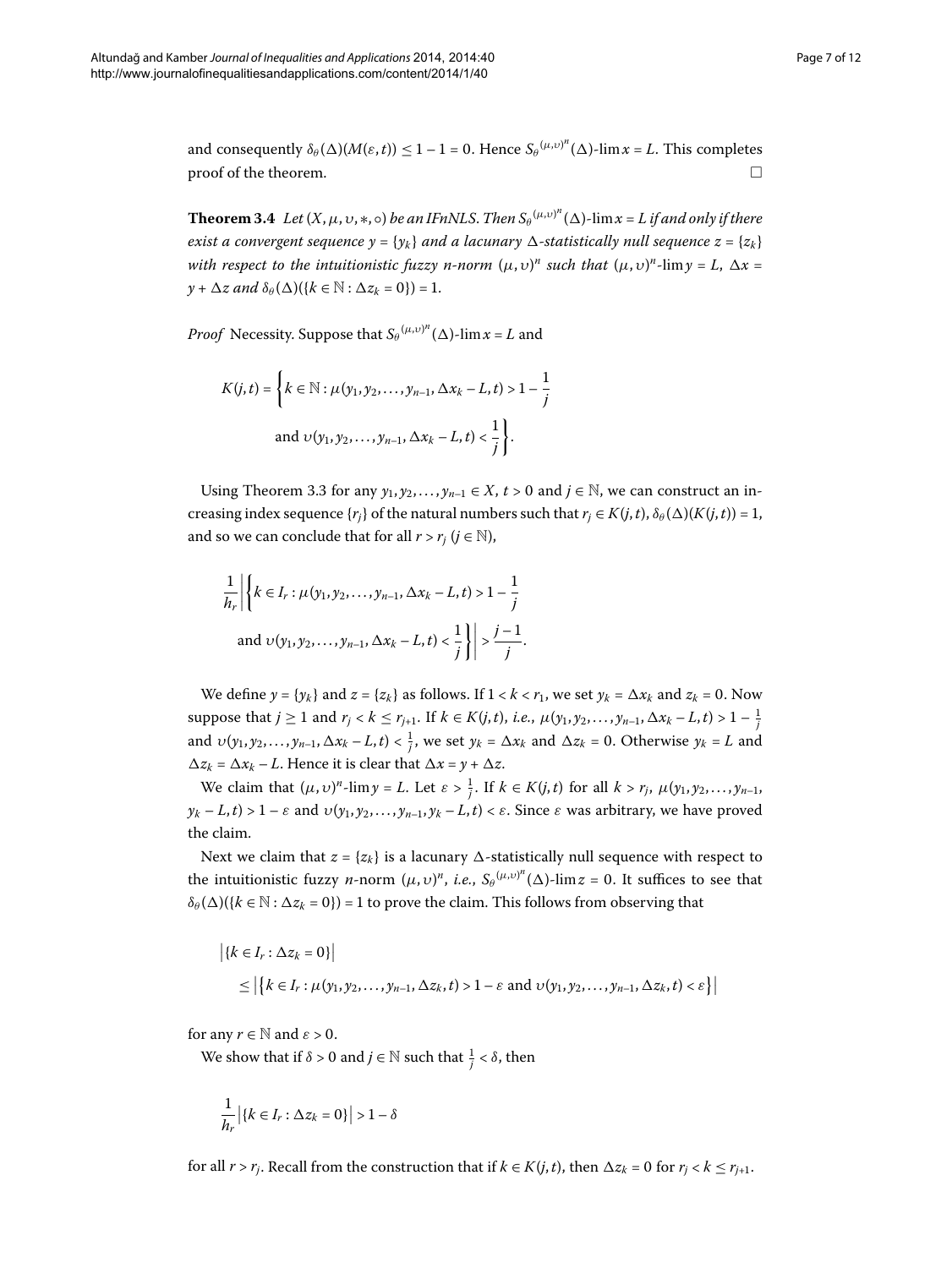and consequently $\delta_\theta(\Delta)(M(\varepsilon, t)) \leq 1 - 1 = 0$. Hence $S_\theta^{(\mu,\upsilon)^n}(\Delta)\text{-}\lim x = L$. This completes proof of the theorem. □

**Theorem 3.4** *Let $(X, \mu, \upsilon, *, \circ)$ be an IFnNLS. Then $S_\theta^{(\mu,\upsilon)^n}(\Delta)\text{-}\lim x = L$ if and only if there exist a convergent sequence $y = \{y_k\}$ and a lacunary $\Delta$-statistically null sequence $z = \{z_k\}$ with respect to the intuitionistic fuzzy n-norm $(\mu, \upsilon)^n$ such that $(\mu, \upsilon)^n\text{-}\lim y = L$, $\Delta x = y + \Delta z$ and $\delta_\theta(\Delta)(\{k \in \mathbb{N} : \Delta z_k = 0\}) = 1$.*

*Proof* Necessity. Suppose that $S_\theta^{(\mu,\upsilon)^n}(\Delta)\text{-}\lim x = L$ and

$$K(j,t) = \left\{k \in \mathbb{N} : \mu(y_1, y_2, \ldots, y_{n-1}, \Delta x_k - L, t) > 1 - \frac{1}{j} \right.$$
$$\left. \text{and } \upsilon(y_1, y_2, \ldots, y_{n-1}, \Delta x_k - L, t) < \frac{1}{j}\right\}.$$

Using Theorem 3.3 for any $y_1, y_2, \ldots, y_{n-1} \in X$, $t > 0$ and $j \in \mathbb{N}$, we can construct an increasing index sequence $\{r_j\}$ of the natural numbers such that $r_j \in K(j,t)$, $\delta_\theta(\Delta)(K(j,t)) = 1$, and so we can conclude that for all $r > r_j$ ($j \in \mathbb{N}$),

$$\frac{1}{h_r}\left|\left\{k \in I_r : \mu(y_1, y_2, \ldots, y_{n-1}, \Delta x_k - L, t) > 1 - \frac{1}{j}\right.\right.$$
$$\left.\left. \text{and } \upsilon(y_1, y_2, \ldots, y_{n-1}, \Delta x_k - L, t) < \frac{1}{j}\right\}\right| > \frac{j-1}{j}.$$

We define $y = \{y_k\}$ and $z = \{z_k\}$ as follows. If $1 < k < r_1$, we set $y_k = \Delta x_k$ and $z_k = 0$. Now suppose that $j \geq 1$ and $r_j < k \leq r_{j+1}$. If $k \in K(j,t)$, *i.e.*, $\mu(y_1, y_2, \ldots, y_{n-1}, \Delta x_k - L, t) > 1 - \frac{1}{j}$ and $\upsilon(y_1, y_2, \ldots, y_{n-1}, \Delta x_k - L, t) < \frac{1}{j}$, we set $y_k = \Delta x_k$ and $\Delta z_k = 0$. Otherwise $y_k = L$ and $\Delta z_k = \Delta x_k - L$. Hence it is clear that $\Delta x = y + \Delta z$.

We claim that $(\mu, \upsilon)^n\text{-}\lim y = L$. Let $\varepsilon > \frac{1}{j}$. If $k \in K(j,t)$ for all $k > r_j$, $\mu(y_1, y_2, \ldots, y_{n-1}, y_k - L, t) > 1 - \varepsilon$ and $\upsilon(y_1, y_2, \ldots, y_{n-1}, y_k - L, t) < \varepsilon$. Since $\varepsilon$ was arbitrary, we have proved the claim.

Next we claim that $z = \{z_k\}$ is a lacunary $\Delta$-statistically null sequence with respect to the intuitionistic fuzzy $n$-norm $(\mu, \upsilon)^n$, *i.e.*, $S_\theta^{(\mu,\upsilon)^n}(\Delta)\text{-}\lim z = 0$. It suffices to see that $\delta_\theta(\Delta)(\{k \in \mathbb{N} : \Delta z_k = 0\}) = 1$ to prove the claim. This follows from observing that

$$\left|\{k \in I_r : \Delta z_k = 0\}\right|$$
$$\leq \left|\left\{k \in I_r : \mu(y_1, y_2, \ldots, y_{n-1}, \Delta z_k, t) > 1 - \varepsilon \text{ and } \upsilon(y_1, y_2, \ldots, y_{n-1}, \Delta z_k, t) < \varepsilon\right\}\right|$$

for any $r \in \mathbb{N}$ and $\varepsilon > 0$.

We show that if $\delta > 0$ and $j \in \mathbb{N}$ such that $\frac{1}{j} < \delta$, then

$$\frac{1}{h_r}\left|\{k \in I_r : \Delta z_k = 0\}\right| > 1 - \delta$$

for all $r > r_j$. Recall from the construction that if $k \in K(j,t)$, then $\Delta z_k = 0$ for $r_j < k \leq r_{j+1}$.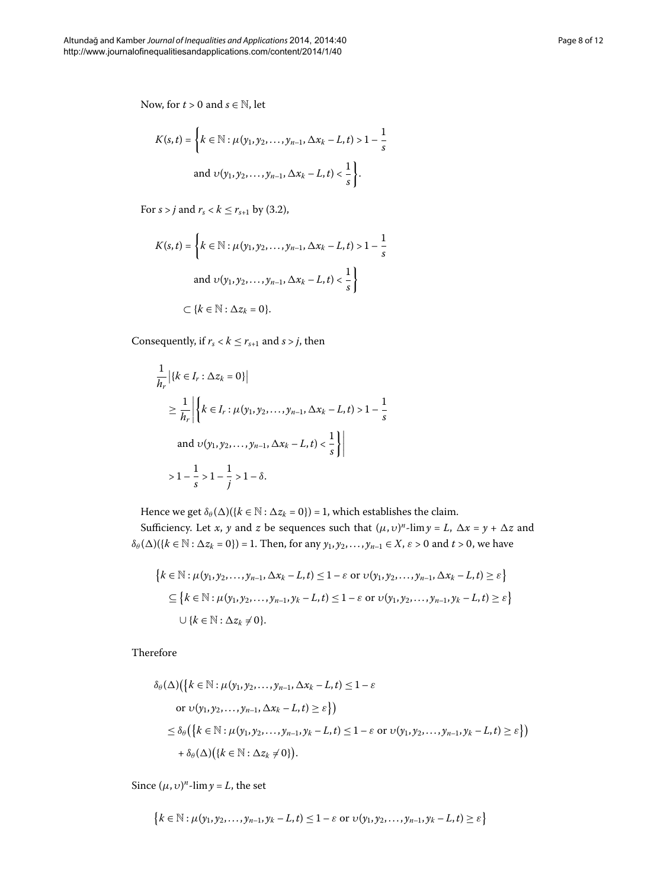Now, for $t > 0$ and $s \in \mathbb{N}$, let

$$K(s,t) = \left\{ k \in \mathbb{N} : \mu(y_1, y_2, \dots, y_{n-1}, \Delta x_k - L, t) > 1 - \frac{1}{s} \right.$$
$$\left. \text{and } \upsilon(y_1, y_2, \dots, y_{n-1}, \Delta x_k - L, t) < \frac{1}{s} \right\}.$$

For $s > j$ and $r_s < k \leq r_{s+1}$ by (3.2),

$$K(s,t) = \left\{ k \in \mathbb{N} : \mu(y_1, y_2, \dots, y_{n-1}, \Delta x_k - L, t) > 1 - \frac{1}{s} \right.$$
$$\left. \text{and } \upsilon(y_1, y_2, \dots, y_{n-1}, \Delta x_k - L, t) < \frac{1}{s} \right\}$$
$$\subset \{ k \in \mathbb{N} : \Delta z_k = 0 \}.$$

Consequently, if $r_s < k \leq r_{s+1}$ and $s > j$, then

$$\frac{1}{h_r} \left| \{ k \in I_r : \Delta z_k = 0 \} \right|$$
$$\geq \frac{1}{h_r} \left| \left\{ k \in I_r : \mu(y_1, y_2, \dots, y_{n-1}, \Delta x_k - L, t) > 1 - \frac{1}{s} \right. \right.$$
$$\left. \left. \text{and } \upsilon(y_1, y_2, \dots, y_{n-1}, \Delta x_k - L, t) < \frac{1}{s} \right\} \right|$$
$$> 1 - \frac{1}{s} > 1 - \frac{1}{j} > 1 - \delta.$$

Hence we get $\delta_\theta(\Delta)(\{ k \in \mathbb{N} : \Delta z_k = 0 \}) = 1$, which establishes the claim.

Sufficiency. Let $x$, $y$ and $z$ be sequences such that $(\mu, \upsilon)^n$-$\lim y = L$, $\Delta x = y + \Delta z$ and $\delta_\theta(\Delta)(\{ k \in \mathbb{N} : \Delta z_k = 0 \}) = 1$. Then, for any $y_1, y_2, \dots, y_{n-1} \in X$, $\varepsilon > 0$ and $t > 0$, we have

$$\left\{ k \in \mathbb{N} : \mu(y_1, y_2, \dots, y_{n-1}, \Delta x_k - L, t) \leq 1 - \varepsilon \text{ or } \upsilon(y_1, y_2, \dots, y_{n-1}, \Delta x_k - L, t) \geq \varepsilon \right\}$$
$$\subseteq \left\{ k \in \mathbb{N} : \mu(y_1, y_2, \dots, y_{n-1}, y_k - L, t) \leq 1 - \varepsilon \text{ or } \upsilon(y_1, y_2, \dots, y_{n-1}, y_k - L, t) \geq \varepsilon \right\}$$
$$\cup \{ k \in \mathbb{N} : \Delta z_k \neq 0 \}.$$

Therefore

$$\delta_\theta(\Delta)\big( \left\{ k \in \mathbb{N} : \mu(y_1, y_2, \dots, y_{n-1}, \Delta x_k - L, t) \leq 1 - \varepsilon \right.$$
$$\left. \text{or } \upsilon(y_1, y_2, \dots, y_{n-1}, \Delta x_k - L, t) \geq \varepsilon \right\} \big)$$
$$\leq \delta_\theta\big( \left\{ k \in \mathbb{N} : \mu(y_1, y_2, \dots, y_{n-1}, y_k - L, t) \leq 1 - \varepsilon \text{ or } \upsilon(y_1, y_2, \dots, y_{n-1}, y_k - L, t) \geq \varepsilon \right\} \big)$$
$$+ \delta_\theta(\Delta)\big( \{ k \in \mathbb{N} : \Delta z_k \neq 0 \} \big).$$

Since $(\mu, \upsilon)^n$-$\lim y = L$, the set

$$\left\{ k \in \mathbb{N} : \mu(y_1, y_2, \dots, y_{n-1}, y_k - L, t) \leq 1 - \varepsilon \text{ or } \upsilon(y_1, y_2, \dots, y_{n-1}, y_k - L, t) \geq \varepsilon \right\}$$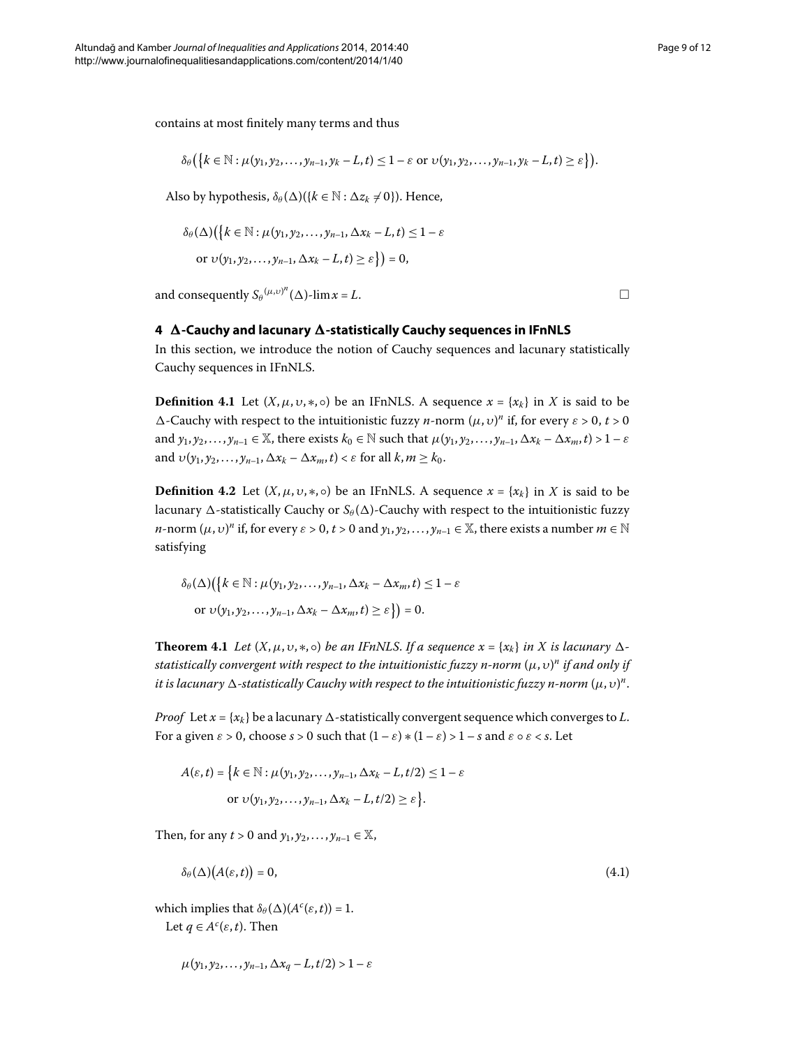contains at most finitely many terms and thus

$$\delta_\theta\left(\left\{k \in \mathbb{N} : \mu(y_1, y_2, \ldots, y_{n-1}, y_k - L, t) \leq 1 - \varepsilon \text{ or } \upsilon(y_1, y_2, \ldots, y_{n-1}, y_k - L, t) \geq \varepsilon\right\}\right).$$

Also by hypothesis, $\delta_\theta(\Delta)(\{k \in \mathbb{N} : \Delta z_k \neq 0\})$. Hence,

$$\begin{aligned}
&\delta_\theta(\Delta)\left(\left\{k \in \mathbb{N} : \mu(y_1, y_2, \ldots, y_{n-1}, \Delta x_k - L, t) \leq 1 - \varepsilon\right.\right. \\
&\quad \left.\left.\text{or } \upsilon(y_1, y_2, \ldots, y_{n-1}, \Delta x_k - L, t) \geq \varepsilon\right\}\right) = 0,
\end{aligned}$$

and consequently $S_\theta{}^{(\mu,\upsilon)^n}(\Delta)\text{-}\lim x = L$. □

## 4 Δ-Cauchy and lacunary Δ-statistically Cauchy sequences in IFnNLS

In this section, we introduce the notion of Cauchy sequences and lacunary statistically Cauchy sequences in IFnNLS.

**Definition 4.1** Let $(X, \mu, \upsilon, *, \circ)$ be an IFnNLS. A sequence $x = \{x_k\}$ in $X$ is said to be $\Delta$-Cauchy with respect to the intuitionistic fuzzy $n$-norm $(\mu, \upsilon)^n$ if, for every $\varepsilon > 0$, $t > 0$ and $y_1, y_2, \ldots, y_{n-1} \in \mathbb{X}$, there exists $k_0 \in \mathbb{N}$ such that $\mu(y_1, y_2, \ldots, y_{n-1}, \Delta x_k - \Delta x_m, t) > 1 - \varepsilon$ and $\upsilon(y_1, y_2, \ldots, y_{n-1}, \Delta x_k - \Delta x_m, t) < \varepsilon$ for all $k, m \geq k_0$.

**Definition 4.2** Let $(X, \mu, \upsilon, *, \circ)$ be an IFnNLS. A sequence $x = \{x_k\}$ in $X$ is said to be lacunary $\Delta$-statistically Cauchy or $S_\theta(\Delta)$-Cauchy with respect to the intuitionistic fuzzy $n$-norm $(\mu, \upsilon)^n$ if, for every $\varepsilon > 0$, $t > 0$ and $y_1, y_2, \ldots, y_{n-1} \in \mathbb{X}$, there exists a number $m \in \mathbb{N}$ satisfying

$$\begin{aligned}
&\delta_\theta(\Delta)\left(\left\{k \in \mathbb{N} : \mu(y_1, y_2, \ldots, y_{n-1}, \Delta x_k - \Delta x_m, t) \leq 1 - \varepsilon\right.\right. \\
&\quad \left.\left.\text{or } \upsilon(y_1, y_2, \ldots, y_{n-1}, \Delta x_k - \Delta x_m, t) \geq \varepsilon\right\}\right) = 0.
\end{aligned}$$

**Theorem 4.1** *Let $(X, \mu, \upsilon, *, \circ)$ be an IFnNLS. If a sequence $x = \{x_k\}$ in $X$ is lacunary $\Delta$-statistically convergent with respect to the intuitionistic fuzzy $n$-norm $(\mu, \upsilon)^n$ if and only if it is lacunary $\Delta$-statistically Cauchy with respect to the intuitionistic fuzzy $n$-norm $(\mu, \upsilon)^n$.*

*Proof* Let $x = \{x_k\}$ be a lacunary $\Delta$-statistically convergent sequence which converges to $L$. For a given $\varepsilon > 0$, choose $s > 0$ such that $(1 - \varepsilon) * (1 - \varepsilon) > 1 - s$ and $\varepsilon \circ \varepsilon < s$. Let

$$\begin{aligned}
A(\varepsilon, t) = &\left\{k \in \mathbb{N} : \mu(y_1, y_2, \ldots, y_{n-1}, \Delta x_k - L, t/2) \leq 1 - \varepsilon\right. \\
&\left.\text{or } \upsilon(y_1, y_2, \ldots, y_{n-1}, \Delta x_k - L, t/2) \geq \varepsilon\right\}.
\end{aligned}$$

Then, for any $t > 0$ and $y_1, y_2, \ldots, y_{n-1} \in \mathbb{X}$,

$$\delta_\theta(\Delta)\left(A(\varepsilon, t)\right) = 0, \tag{4.1}$$

which implies that $\delta_\theta(\Delta)(A^c(\varepsilon, t)) = 1$.

Let $q \in A^c(\varepsilon, t)$. Then

$$\mu(y_1, y_2, \ldots, y_{n-1}, \Delta x_q - L, t/2) > 1 - \varepsilon$$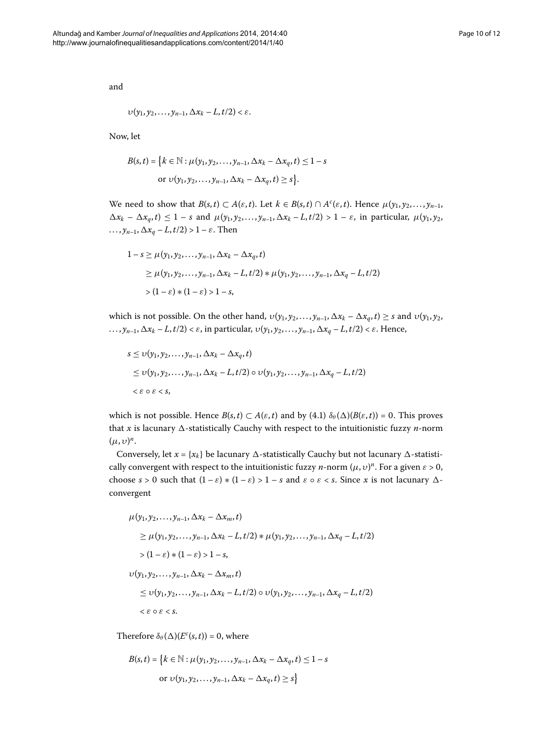and

$$\upsilon(y_1, y_2, \ldots, y_{n-1}, \Delta x_k - L, t/2) < \varepsilon.$$

Now, let

$$B(s,t) = \{k \in \mathbb{N} : \mu(y_1, y_2, \ldots, y_{n-1}, \Delta x_k - \Delta x_q, t) \leq 1 - s \\ \text{or } \upsilon(y_1, y_2, \ldots, y_{n-1}, \Delta x_k - \Delta x_q, t) \geq s\}.$$

We need to show that $B(s,t) \subset A(\varepsilon, t)$. Let $k \in B(s,t) \cap A^c(\varepsilon, t)$. Hence $\mu(y_1, y_2, \ldots, y_{n-1}, \Delta x_k - \Delta x_q, t) \leq 1 - s$ and $\mu(y_1, y_2, \ldots, y_{n-1}, \Delta x_k - L, t/2) > 1 - \varepsilon$, in particular, $\mu(y_1, y_2, \ldots, y_{n-1}, \Delta x_q - L, t/2) > 1 - \varepsilon$. Then

$$\begin{aligned} 1 - s &\geq \mu(y_1, y_2, \ldots, y_{n-1}, \Delta x_k - \Delta x_q, t) \\ &\geq \mu(y_1, y_2, \ldots, y_{n-1}, \Delta x_k - L, t/2) * \mu(y_1, y_2, \ldots, y_{n-1}, \Delta x_q - L, t/2) \\ &> (1 - \varepsilon) * (1 - \varepsilon) > 1 - s, \end{aligned}$$

which is not possible. On the other hand, $\upsilon(y_1, y_2, \ldots, y_{n-1}, \Delta x_k - \Delta x_q, t) \geq s$ and $\upsilon(y_1, y_2, \ldots, y_{n-1}, \Delta x_k - L, t/2) < \varepsilon$, in particular, $\upsilon(y_1, y_2, \ldots, y_{n-1}, \Delta x_q - L, t/2) < \varepsilon$. Hence,

$$\begin{aligned} s &\leq \upsilon(y_1, y_2, \ldots, y_{n-1}, \Delta x_k - \Delta x_q, t) \\ &\leq \upsilon(y_1, y_2, \ldots, y_{n-1}, \Delta x_k - L, t/2) \circ \upsilon(y_1, y_2, \ldots, y_{n-1}, \Delta x_q - L, t/2) \\ &< \varepsilon \circ \varepsilon < s, \end{aligned}$$

which is not possible. Hence $B(s,t) \subset A(\varepsilon, t)$ and by (4.1) $\delta_\theta(\Delta)(B(\varepsilon, t)) = 0$. This proves that $x$ is lacunary $\Delta$-statistically Cauchy with respect to the intuitionistic fuzzy $n$-norm $(\mu, \upsilon)^n$.

Conversely, let $x = \{x_k\}$ be lacunary $\Delta$-statistically Cauchy but not lacunary $\Delta$-statistically convergent with respect to the intuitionistic fuzzy $n$-norm $(\mu, \upsilon)^n$. For a given $\varepsilon > 0$, choose $s > 0$ such that $(1 - \varepsilon) * (1 - \varepsilon) > 1 - s$ and $\varepsilon \circ \varepsilon < s$. Since $x$ is not lacunary $\Delta$-convergent

$$\begin{aligned} &\mu(y_1, y_2, \ldots, y_{n-1}, \Delta x_k - \Delta x_m, t) \\ &\quad \geq \mu(y_1, y_2, \ldots, y_{n-1}, \Delta x_k - L, t/2) * \mu(y_1, y_2, \ldots, y_{n-1}, \Delta x_q - L, t/2) \\ &\quad > (1 - \varepsilon) * (1 - \varepsilon) > 1 - s, \\ &\upsilon(y_1, y_2, \ldots, y_{n-1}, \Delta x_k - \Delta x_m, t) \\ &\quad \leq \upsilon(y_1, y_2, \ldots, y_{n-1}, \Delta x_k - L, t/2) \circ \upsilon(y_1, y_2, \ldots, y_{n-1}, \Delta x_q - L, t/2) \\ &\quad < \varepsilon \circ \varepsilon < s. \end{aligned}$$

Therefore $\delta_\theta(\Delta)(E^c(s,t)) = 0$, where

$$B(s,t) = \{k \in \mathbb{N} : \mu(y_1, y_2, \ldots, y_{n-1}, \Delta x_k - \Delta x_q, t) \leq 1 - s \\ \text{or } \upsilon(y_1, y_2, \ldots, y_{n-1}, \Delta x_k - \Delta x_q, t) \geq s\}$$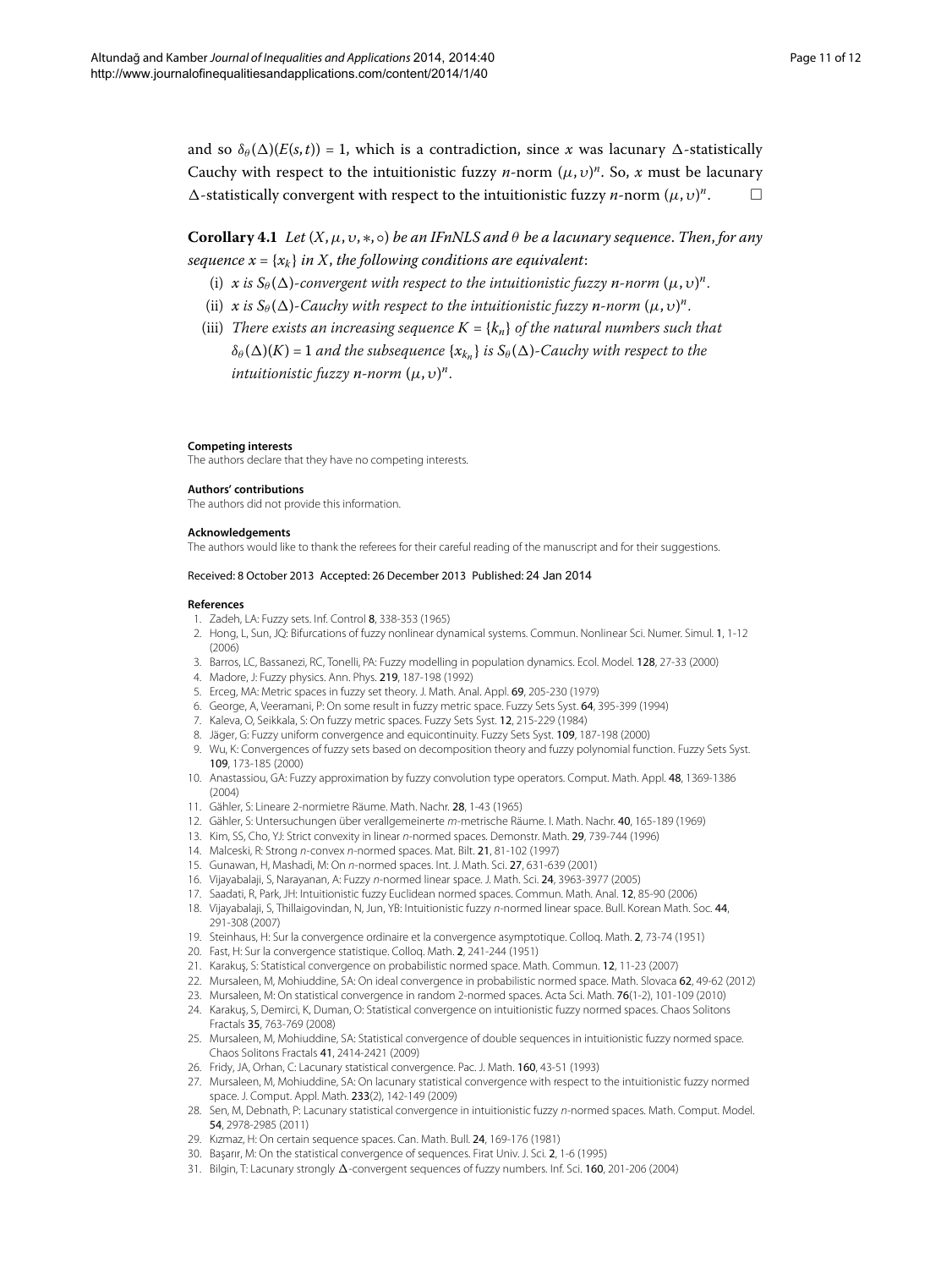and so $\delta_\theta(\Delta)(E(s,t)) = 1$, which is a contradiction, since $x$ was lacunary $\Delta$-statistically Cauchy with respect to the intuitionistic fuzzy $n$-norm $(\mu,\upsilon)^n$. So, $x$ must be lacunary $\Delta$-statistically convergent with respect to the intuitionistic fuzzy $n$-norm $(\mu,\upsilon)^n$. □

**Corollary 4.1** *Let $(X,\mu,\upsilon,*,\circ)$ be an IFnNLS and $\theta$ be a lacunary sequence. Then, for any sequence $x = \{x_k\}$ in $X$, the following conditions are equivalent*:

(i) *$x$ is $S_\theta(\Delta)$-convergent with respect to the intuitionistic fuzzy $n$-norm $(\mu,\upsilon)^n$.*

(ii) *$x$ is $S_\theta(\Delta)$-Cauchy with respect to the intuitionistic fuzzy $n$-norm $(\mu,\upsilon)^n$.*

(iii) *There exists an increasing sequence $K = \{k_n\}$ of the natural numbers such that $\delta_\theta(\Delta)(K) = 1$ and the subsequence $\{x_{k_n}\}$ is $S_\theta(\Delta)$-Cauchy with respect to the intuitionistic fuzzy $n$-norm $(\mu,\upsilon)^n$.*

#### Competing interests

The authors declare that they have no competing interests.

#### Authors' contributions

The authors did not provide this information.

#### Acknowledgements

The authors would like to thank the referees for their careful reading of the manuscript and for their suggestions.

Received: 8 October 2013 Accepted: 26 December 2013 Published: 24 Jan 2014

#### References

1. Zadeh, LA: Fuzzy sets. Inf. Control **8**, 338-353 (1965)
2. Hong, L, Sun, JQ: Bifurcations of fuzzy nonlinear dynamical systems. Commun. Nonlinear Sci. Numer. Simul. **1**, 1-12 (2006)
3. Barros, LC, Bassanezi, RC, Tonelli, PA: Fuzzy modelling in population dynamics. Ecol. Model. **128**, 27-33 (2000)
4. Madore, J: Fuzzy physics. Ann. Phys. **219**, 187-198 (1992)
5. Erceg, MA: Metric spaces in fuzzy set theory. J. Math. Anal. Appl. **69**, 205-230 (1979)
6. George, A, Veeramani, P: On some result in fuzzy metric space. Fuzzy Sets Syst. **64**, 395-399 (1994)
7. Kaleva, O, Seikkala, S: On fuzzy metric spaces. Fuzzy Sets Syst. **12**, 215-229 (1984)
8. Jäger, G: Fuzzy uniform convergence and equicontinuity. Fuzzy Sets Syst. **109**, 187-198 (2000)
9. Wu, K: Convergences of fuzzy sets based on decomposition theory and fuzzy polynomial function. Fuzzy Sets Syst. **109**, 173-185 (2000)
10. Anastassiou, GA: Fuzzy approximation by fuzzy convolution type operators. Comput. Math. Appl. **48**, 1369-1386 (2004)
11. Gähler, S: Lineare 2-normietre Räume. Math. Nachr. **28**, 1-43 (1965)
12. Gähler, S: Untersuchungen über verallgemeinerte $m$-metrische Räume. I. Math. Nachr. **40**, 165-189 (1969)
13. Kim, SS, Cho, YJ: Strict convexity in linear $n$-normed spaces. Demonstr. Math. **29**, 739-744 (1996)
14. Malceski, R: Strong $n$-convex $n$-normed spaces. Mat. Bilt. **21**, 81-102 (1997)
15. Gunawan, H, Mashadi, M: On $n$-normed spaces. Int. J. Math. Sci. **27**, 631-639 (2001)
16. Vijayabalaji, S, Narayanan, A: Fuzzy $n$-normed linear space. J. Math. Sci. **24**, 3963-3977 (2005)
17. Saadati, R, Park, JH: Intuitionistic fuzzy Euclidean normed spaces. Commun. Math. Anal. **12**, 85-90 (2006)
18. Vijayabalaji, S, Thillaigovindan, N, Jun, YB: Intuitionistic fuzzy $n$-normed linear space. Bull. Korean Math. Soc. **44**, 291-308 (2007)
19. Steinhaus, H: Sur la convergence ordinaire et la convergence asymptotique. Colloq. Math. **2**, 73-74 (1951)
20. Fast, H: Sur la convergence statistique. Colloq. Math. **2**, 241-244 (1951)
21. Karakuş, S: Statistical convergence on probabilistic normed space. Math. Commun. **12**, 11-23 (2007)
22. Mursaleen, M, Mohiuddine, SA: On ideal convergence in probabilistic normed space. Math. Slovaca **62**, 49-62 (2012)
23. Mursaleen, M: On statistical convergence in random 2-normed spaces. Acta Sci. Math. **76**(1-2), 101-109 (2010)
24. Karakuş, S, Demirci, K, Duman, O: Statistical convergence on intuitionistic fuzzy normed spaces. Chaos Solitons Fractals **35**, 763-769 (2008)
25. Mursaleen, M, Mohiuddine, SA: Statistical convergence of double sequences in intuitionistic fuzzy normed space. Chaos Solitons Fractals **41**, 2414-2421 (2009)
26. Fridy, JA, Orhan, C: Lacunary statistical convergence. Pac. J. Math. **160**, 43-51 (1993)
27. Mursaleen, M, Mohiuddine, SA: On lacunary statistical convergence with respect to the intuitionistic fuzzy normed space. J. Comput. Appl. Math. **233**(2), 142-149 (2009)
28. Sen, M, Debnath, P: Lacunary statistical convergence in intuitionistic fuzzy $n$-normed spaces. Math. Comput. Model. **54**, 2978-2985 (2011)
29. Kızmaz, H: On certain sequence spaces. Can. Math. Bull. **24**, 169-176 (1981)
30. Başarır, M: On the statistical convergence of sequences. Firat Univ. J. Sci. **2**, 1-6 (1995)
31. Bilgin, T: Lacunary strongly $\Delta$-convergent sequences of fuzzy numbers. Inf. Sci. **160**, 201-206 (2004)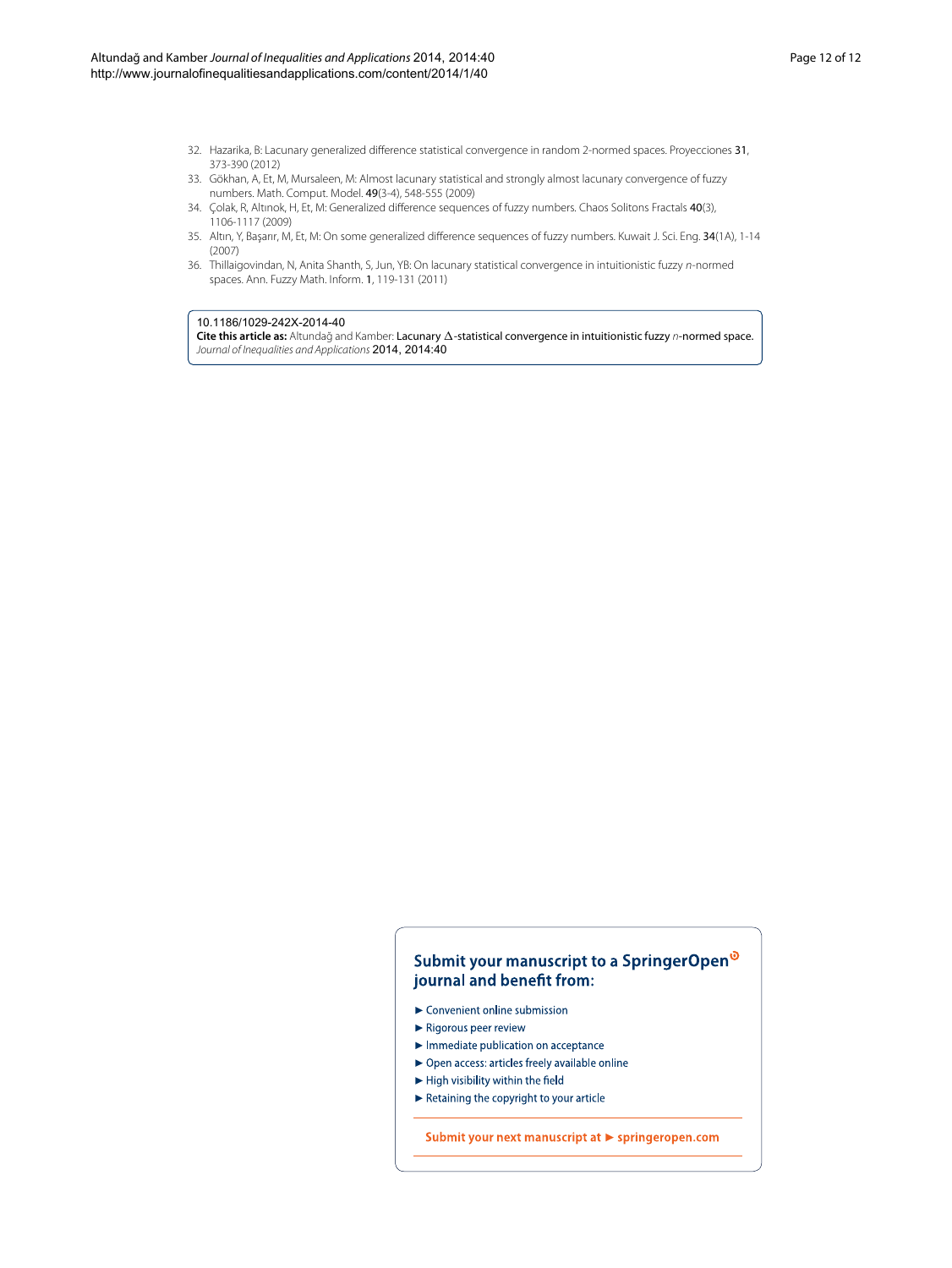32. Hazarika, B: Lacunary generalized difference statistical convergence in random 2-normed spaces. Proyecciones **31**, 373-390 (2012)
33. Gökhan, A, Et, M, Mursaleen, M: Almost lacunary statistical and strongly almost lacunary convergence of fuzzy numbers. Math. Comput. Model. **49**(3-4), 548-555 (2009)
34. Çolak, R, Altınok, H, Et, M: Generalized difference sequences of fuzzy numbers. Chaos Solitons Fractals **40**(3), 1106-1117 (2009)
35. Altın, Y, Başarır, M, Et, M: On some generalized difference sequences of fuzzy numbers. Kuwait J. Sci. Eng. **34**(1A), 1-14 (2007)
36. Thillaigovindan, N, Anita Shanth, S, Jun, YB: On lacunary statistical convergence in intuitionistic fuzzy *n*-normed spaces. Ann. Fuzzy Math. Inform. **1**, 119-131 (2011)

10.1186/1029-242X-2014-40
**Cite this article as:** Altundağ and Kamber: Lacunary $\Delta$-statistical convergence in intuitionistic fuzzy *n*-normed space. *Journal of Inequalities and Applications* 2014, 2014:40

**Submit your manuscript to a SpringerOpen journal and benefit from:**

- ► Convenient online submission
- ► Rigorous peer review
- ► Immediate publication on acceptance
- ► Open access: articles freely available online
- ► High visibility within the field
- ► Retaining the copyright to your article

**Submit your next manuscript at ► springeropen.com**